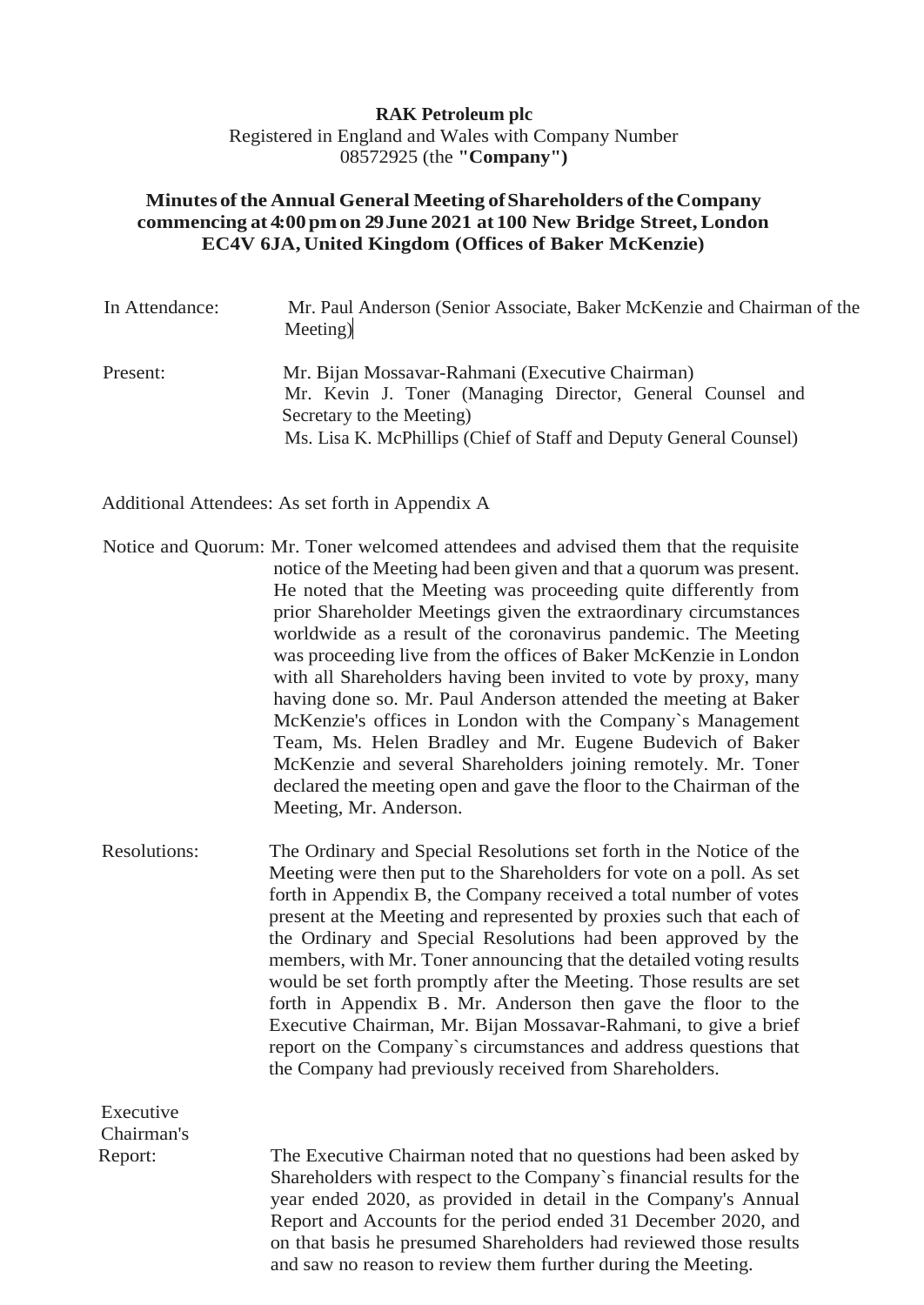**RAK Petroleum plc**
Registered in England and Wales with Company Number 08572925 (the **"Company")**

**Minutes of the Annual General Meeting of Shareholders of the Company commencing at 4:00 pm on 29 June 2021 at 100 New Bridge Street, London EC4V 6JA, United Kingdom (Offices of Baker McKenzie)**

In Attendance: Mr. Paul Anderson (Senior Associate, Baker McKenzie and Chairman of the Meeting)

Present: Mr. Bijan Mossavar-Rahmani (Executive Chairman)
Mr. Kevin J. Toner (Managing Director, General Counsel and Secretary to the Meeting)
Ms. Lisa K. McPhillips (Chief of Staff and Deputy General Counsel)

Additional Attendees: As set forth in Appendix A

Notice and Quorum: Mr. Toner welcomed attendees and advised them that the requisite notice of the Meeting had been given and that a quorum was present. He noted that the Meeting was proceeding quite differently from prior Shareholder Meetings given the extraordinary circumstances worldwide as a result of the coronavirus pandemic. The Meeting was proceeding live from the offices of Baker McKenzie in London with all Shareholders having been invited to vote by proxy, many having done so. Mr. Paul Anderson attended the meeting at Baker McKenzie's offices in London with the Company`s Management Team, Ms. Helen Bradley and Mr. Eugene Budevich of Baker McKenzie and several Shareholders joining remotely. Mr. Toner declared the meeting open and gave the floor to the Chairman of the Meeting, Mr. Anderson.

Resolutions: The Ordinary and Special Resolutions set forth in the Notice of the Meeting were then put to the Shareholders for vote on a poll. As set forth in Appendix B, the Company received a total number of votes present at the Meeting and represented by proxies such that each of the Ordinary and Special Resolutions had been approved by the members, with Mr. Toner announcing that the detailed voting results would be set forth promptly after the Meeting. Those results are set forth in Appendix B. Mr. Anderson then gave the floor to the Executive Chairman, Mr. Bijan Mossavar-Rahmani, to give a brief report on the Company`s circumstances and address questions that the Company had previously received from Shareholders.

Executive Chairman's Report: The Executive Chairman noted that no questions had been asked by Shareholders with respect to the Company`s financial results for the year ended 2020, as provided in detail in the Company's Annual Report and Accounts for the period ended 31 December 2020, and on that basis he presumed Shareholders had reviewed those results and saw no reason to review them further during the Meeting.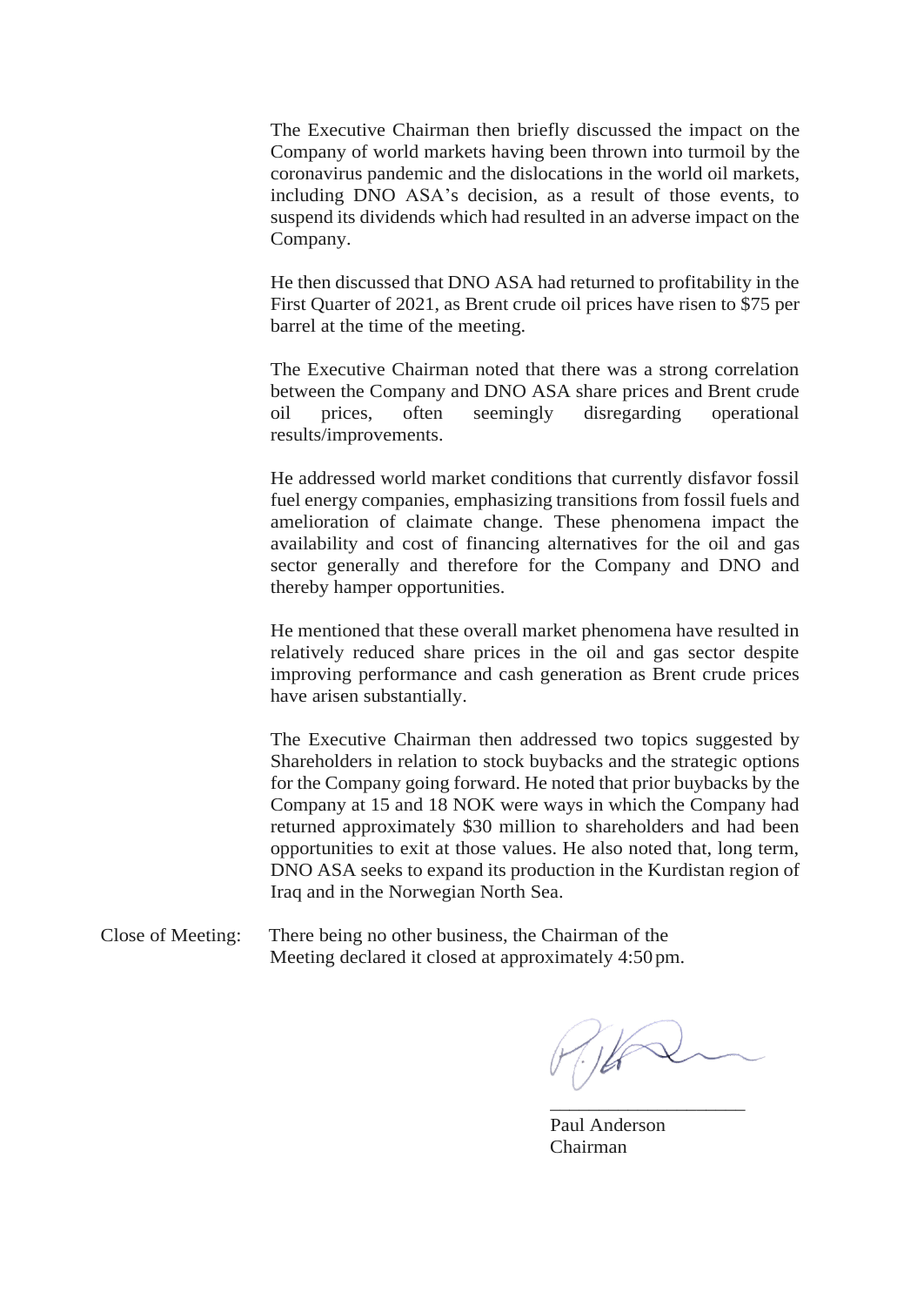The Executive Chairman then briefly discussed the impact on the Company of world markets having been thrown into turmoil by the coronavirus pandemic and the dislocations in the world oil markets, including DNO ASA's decision, as a result of those events, to suspend its dividends which had resulted in an adverse impact on the Company.

He then discussed that DNO ASA had returned to profitability in the First Quarter of 2021, as Brent crude oil prices have risen to $75 per barrel at the time of the meeting.

The Executive Chairman noted that there was a strong correlation between the Company and DNO ASA share prices and Brent crude oil prices, often seemingly disregarding operational results/improvements.

He addressed world market conditions that currently disfavor fossil fuel energy companies, emphasizing transitions from fossil fuels and amelioration of claimate change. These phenomena impact the availability and cost of financing alternatives for the oil and gas sector generally and therefore for the Company and DNO and thereby hamper opportunities.

He mentioned that these overall market phenomena have resulted in relatively reduced share prices in the oil and gas sector despite improving performance and cash generation as Brent crude prices have arisen substantially.

The Executive Chairman then addressed two topics suggested by Shareholders in relation to stock buybacks and the strategic options for the Company going forward. He noted that prior buybacks by the Company at 15 and 18 NOK were ways in which the Company had returned approximately $30 million to shareholders and had been opportunities to exit at those values. He also noted that, long term, DNO ASA seeks to expand its production in the Kurdistan region of Iraq and in the Norwegian North Sea.

Close of Meeting: There being no other business, the Chairman of the Meeting declared it closed at approximately 4:50 pm.

\_\_\_\_\_\_\_\_\_\_\_\_\_\_\_\_\_\_\_\_

Paul Anderson
Chairman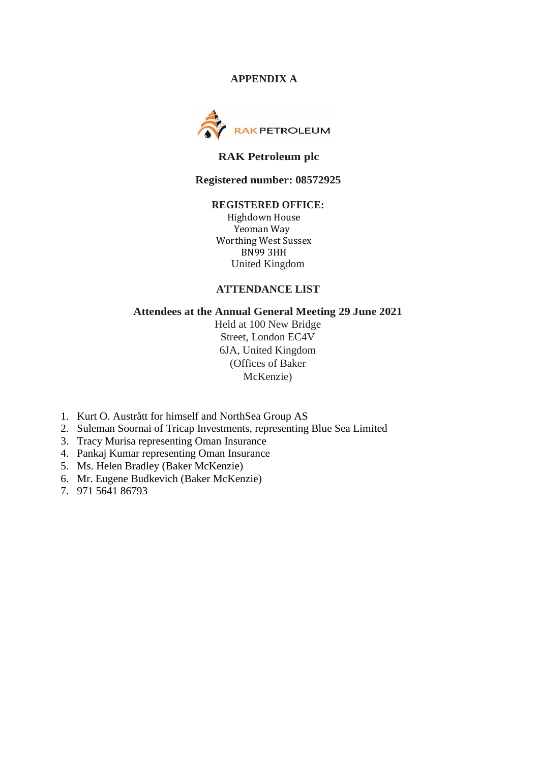**APPENDIX A**

RAK PETROLEUM

**RAK Petroleum plc**

**Registered number: 08572925**

**REGISTERED OFFICE:**
Highdown House
Yeoman Way
Worthing West Sussex
BN99 3HH
United Kingdom

**ATTENDANCE LIST**

**Attendees at the Annual General Meeting 29 June 2021**
Held at 100 New Bridge Street, London EC4V 6JA, United Kingdom (Offices of Baker McKenzie)

1. Kurt O. Austrått for himself and NorthSea Group AS
2. Suleman Soornai of Tricap Investments, representing Blue Sea Limited
3. Tracy Murisa representing Oman Insurance
4. Pankaj Kumar representing Oman Insurance
5. Ms. Helen Bradley (Baker McKenzie)
6. Mr. Eugene Budkevich (Baker McKenzie)
7. 971 5641 86793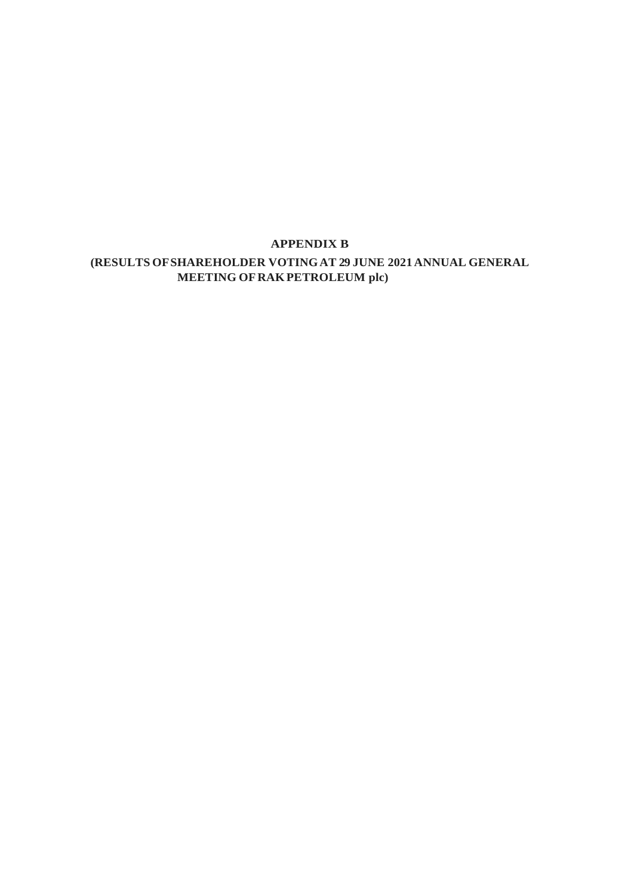# APPENDIX B

**(RESULTS OF SHAREHOLDER VOTING AT 29 JUNE 2021 ANNUAL GENERAL MEETING OF RAK PETROLEUM plc)**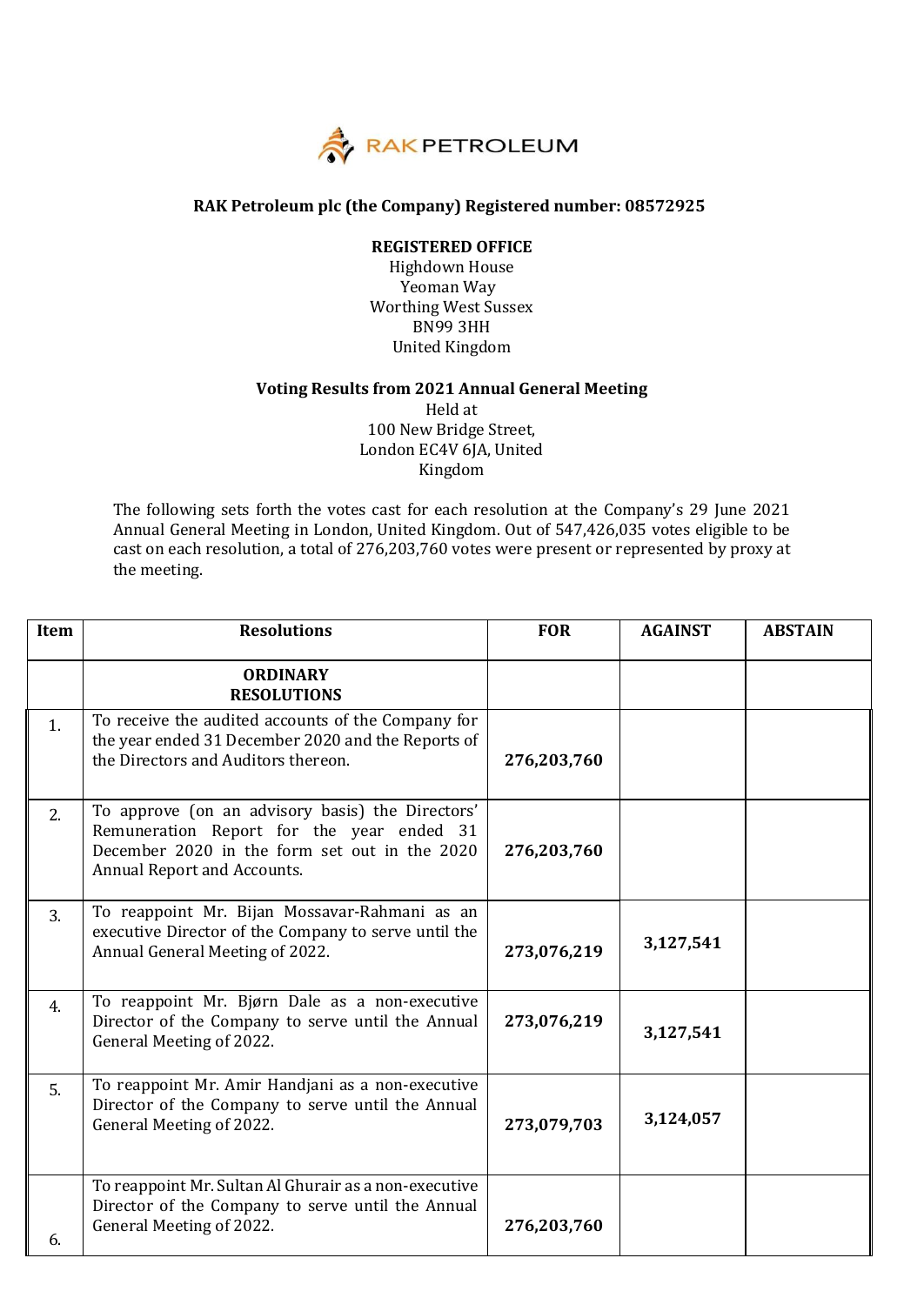RAK PETROLEUM

**RAK Petroleum plc (the Company) Registered number: 08572925**

**REGISTERED OFFICE**
Highdown House
Yeoman Way
Worthing West Sussex
BN99 3HH
United Kingdom

**Voting Results from 2021 Annual General Meeting**
Held at
100 New Bridge Street,
London EC4V 6JA, United Kingdom

The following sets forth the votes cast for each resolution at the Company's 29 June 2021 Annual General Meeting in London, United Kingdom. Out of 547,426,035 votes eligible to be cast on each resolution, a total of 276,203,760 votes were present or represented by proxy at the meeting.

| Item | Resolutions | FOR | AGAINST | ABSTAIN |
|---|---|---|---|---|
| | **ORDINARY RESOLUTIONS** | | | |
| 1. | To receive the audited accounts of the Company for the year ended 31 December 2020 and the Reports of the Directors and Auditors thereon. | 276,203,760 | | |
| 2. | To approve (on an advisory basis) the Directors' Remuneration Report for the year ended 31 December 2020 in the form set out in the 2020 Annual Report and Accounts. | 276,203,760 | | |
| 3. | To reappoint Mr. Bijan Mossavar-Rahmani as an executive Director of the Company to serve until the Annual Meeting of 2022. | 273,076,219 | 3,127,541 | |
| 4. | To reappoint Mr. Bjørn Dale as a non-executive Director of the Company to serve until the Annual General Meeting of 2022. | 273,076,219 | 3,127,541 | |
| 5. | To reappoint Mr. Amir Handjani as a non-executive Director of the Company to serve until the Annual General Meeting of 2022. | 273,079,703 | 3,124,057 | |
| 6. | To reappoint Mr. Sultan Al Ghurair as a non-executive Director of the Company to serve until the Annual General Meeting of 2022. | 276,203,760 | | |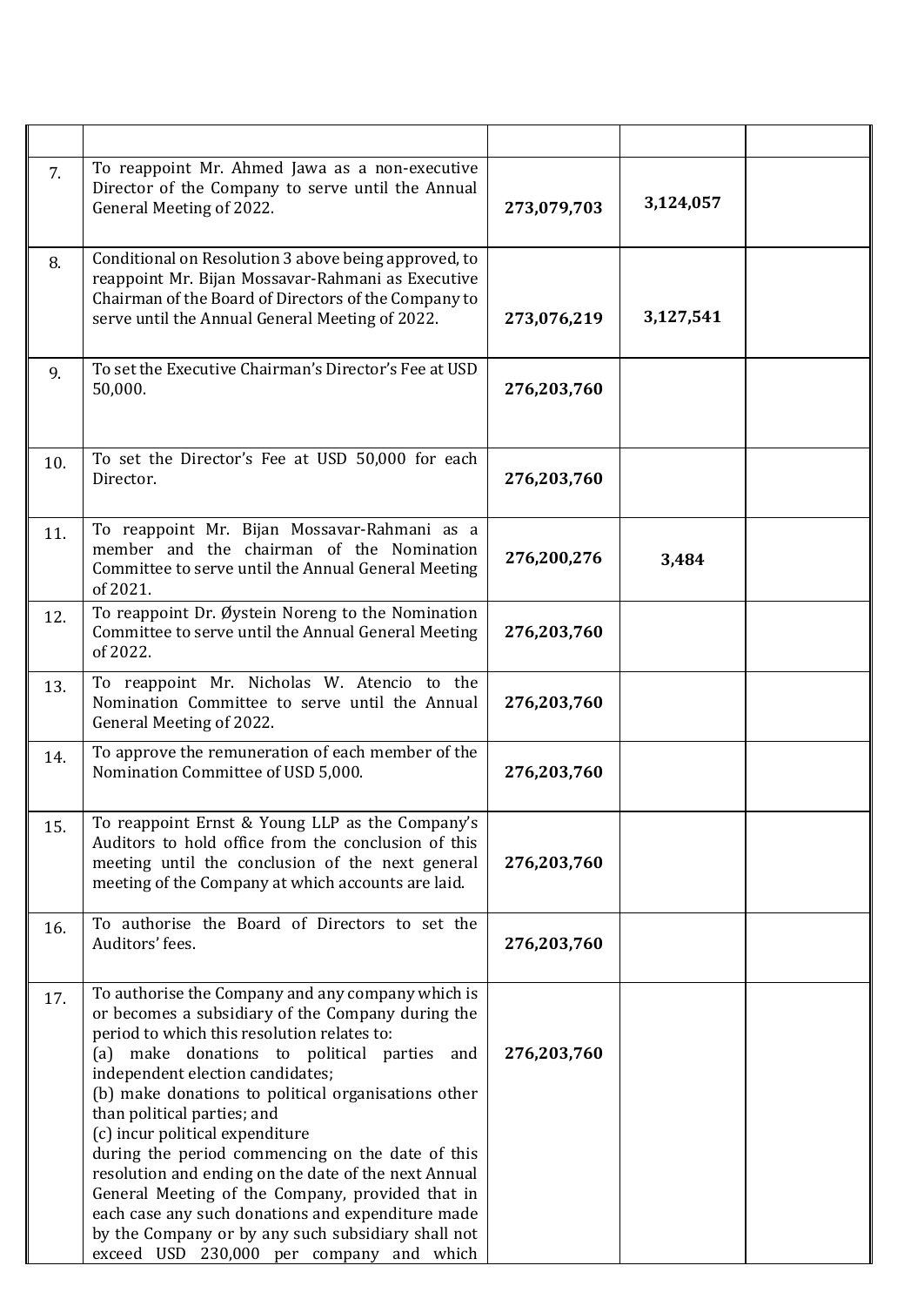| | | | | |
|---|---|---|---|---|
| 7. | To reappoint Mr. Ahmed Jawa as a non-executive Director of the Company to serve until the Annual General Meeting of 2022. | **273,079,703** | **3,124,057** | |
| 8. | Conditional on Resolution 3 above being approved, to reappoint Mr. Bijan Mossavar-Rahmani as Executive Chairman of the Board of Directors of the Company to serve until the Annual General Meeting of 2022. | **273,076,219** | **3,127,541** | |
| 9. | To set the Executive Chairman's Director's Fee at USD 50,000. | **276,203,760** | | |
| 10. | To set the Director's Fee at USD 50,000 for each Director. | **276,203,760** | | |
| 11. | To reappoint Mr. Bijan Mossavar-Rahmani as a member and the chairman of the Nomination Committee to serve until the Annual General Meeting of 2021. | **276,200,276** | **3,484** | |
| 12. | To reappoint Dr. Øystein Noreng to the Nomination Committee to serve until the Annual General Meeting of 2022. | **276,203,760** | | |
| 13. | To reappoint Mr. Nicholas W. Atencio to the Nomination Committee to serve until the Annual General Meeting of 2022. | **276,203,760** | | |
| 14. | To approve the remuneration of each member of the Nomination Committee of USD 5,000. | **276,203,760** | | |
| 15. | To reappoint Ernst & Young LLP as the Company's Auditors to hold office from the conclusion of this meeting until the conclusion of the next general meeting of the Company at which accounts are laid. | **276,203,760** | | |
| 16. | To authorise the Board of Directors to set the Auditors' fees. | **276,203,760** | | |
| 17. | To authorise the Company and any company which is or becomes a subsidiary of the Company during the period to which this resolution relates to: (a) make donations to political parties and independent election candidates; (b) make donations to political organisations other than political parties; and (c) incur political expenditure during the period commencing on the date of this resolution and ending on the date of the next Annual General Meeting of the Company, provided that in each case any such donations and expenditure made by the Company or by any such subsidiary shall not exceed USD 230,000 per company and which | **276,203,760** | | |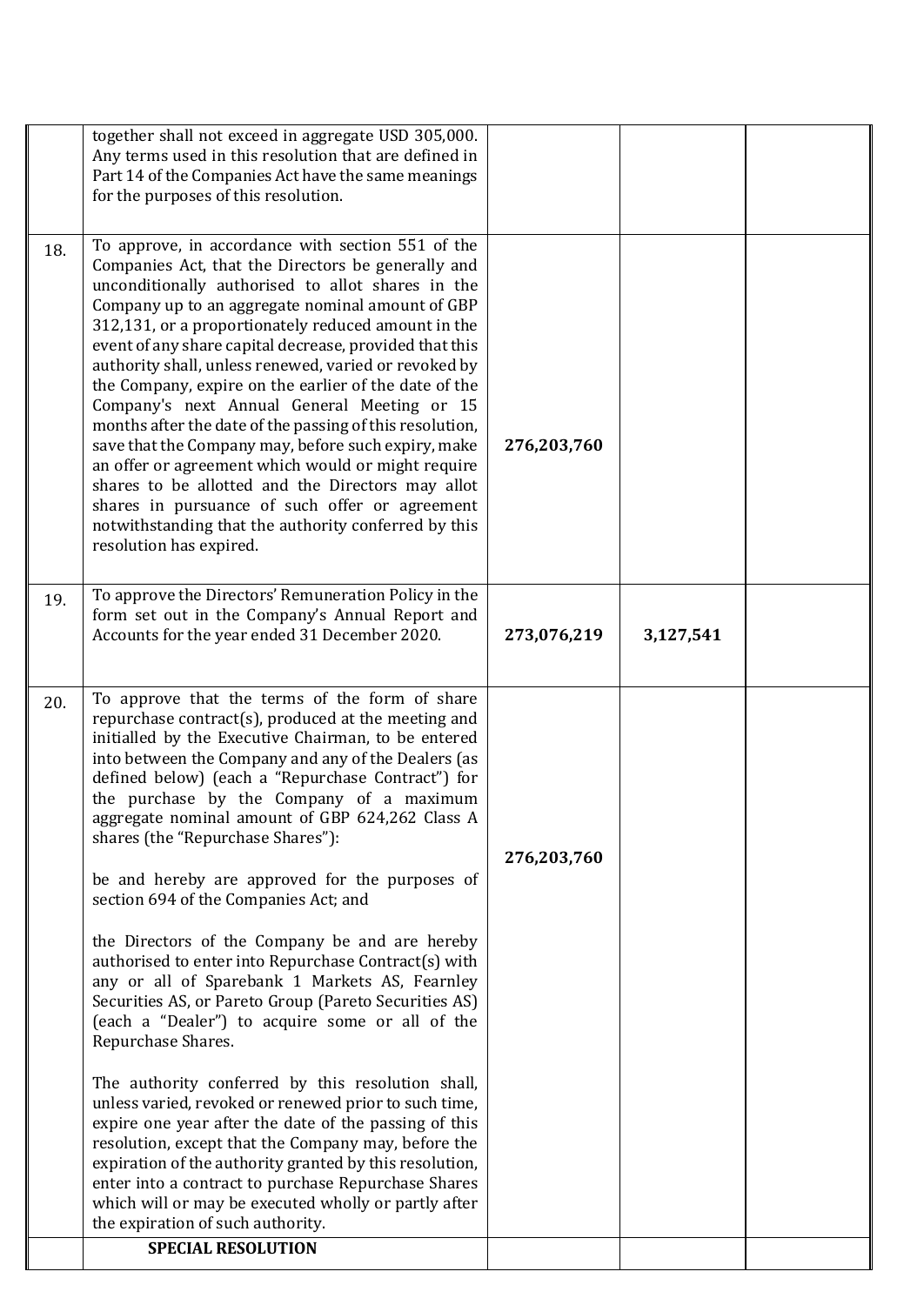| | | | | |
|---|---|---|---|---|
| | together shall not exceed in aggregate USD 305,000. Any terms used in this resolution that are defined in Part 14 of the Companies Act have the same meanings for the purposes of this resolution. | | | |
| 18. | To approve, in accordance with section 551 of the Companies Act, that the Directors be generally and unconditionally authorised to allot shares in the Company up to an aggregate nominal amount of GBP 312,131, or a proportionately reduced amount in the event of any share capital decrease, provided that this authority shall, unless renewed, varied or revoked by the Company, expire on the earlier of the date of the Company's next Annual General Meeting or 15 months after the date of the passing of this resolution, save that the Company may, before such expiry, make an offer or agreement which would or might require shares to be allotted and the Directors may allot shares in pursuance of such offer or agreement notwithstanding that the authority conferred by this resolution has expired. | 276,203,760 | | |
| 19. | To approve the Directors' Remuneration Policy in the form set out in the Company's Annual Report and Accounts for the year ended 31 December 2020. | **273,076,219** | **3,127,541** | |
| 20. | To approve that the terms of the form of share repurchase contract(s), produced at the meeting and initialled by the Executive Chairman, to be entered into between the Company and any of the Dealers (as defined below) (each a "Repurchase Contract") for the purchase by the Company of a maximum aggregate nominal amount of GBP 624,262 Class A shares (the "Repurchase Shares"):<br><br>be and hereby are approved for the purposes of section 694 of the Companies Act; and<br><br>the Directors of the Company be and are hereby authorised to enter into Repurchase Contract(s) with any or all of Sparebank 1 Markets AS, Fearnley Securities AS, or Pareto Group (Pareto Securities AS) (each a "Dealer") to acquire some or all of the Repurchase Shares.<br><br>The authority conferred by this resolution shall, unless varied, revoked or renewed prior to such time, expire one year after the date of the passing of this resolution, except that the Company may, before the expiration of the authority granted by this resolution, enter into a contract to purchase Repurchase Shares which will or may be executed wholly or partly after the expiration of such authority. | **276,203,760** | | |
| | **SPECIAL RESOLUTION** | | | |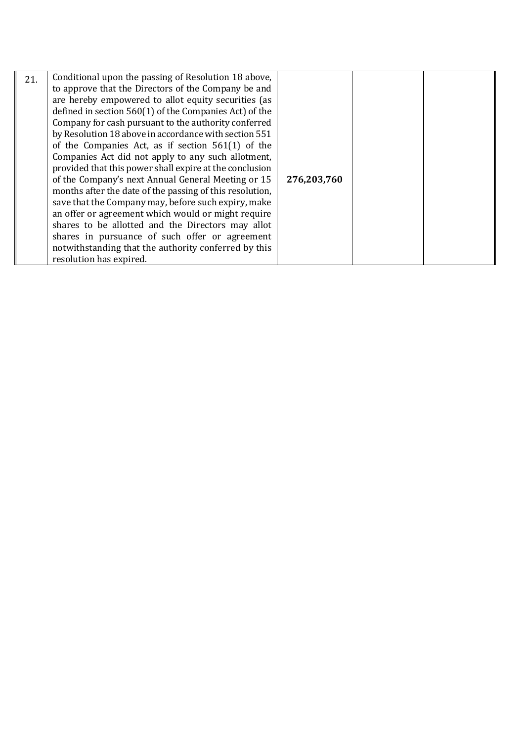| | | | | |
|---|---|---|---|---|
| 21. | Conditional upon the passing of Resolution 18 above, to approve that the Directors of the Company be and are hereby empowered to allot equity securities (as defined in section 560(1) of the Companies Act) of the Company for cash pursuant to the authority conferred by Resolution 18 above in accordance with section 551 of the Companies Act, as if section 561(1) of the Companies Act did not apply to any such allotment, provided that this power shall expire at the conclusion of the Company's next Annual General Meeting or 15 months after the date of the passing of this resolution, save that the Company may, before such expiry, make an offer or agreement which would or might require shares to be allotted and the Directors may allot shares in pursuance of such offer or agreement notwithstanding that the authority conferred by this resolution has expired. | **276,203,760** | | |